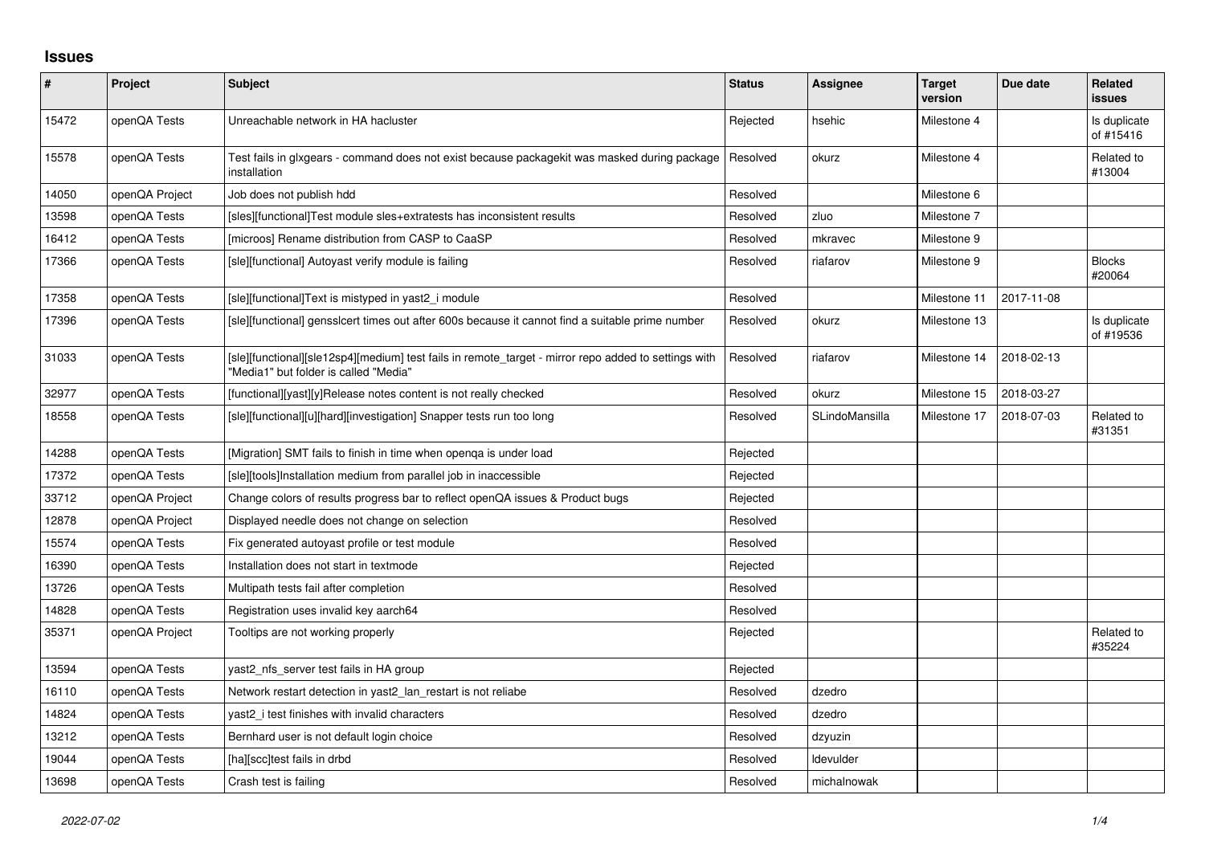## Issues

| # | Project | Subject | Status | Assignee | Target version | Due date | Related issues |
|---|---|---|---|---|---|---|---|
| 15472 | openQA Tests | Unreachable network in HA hacluster | Rejected | hsehic | Milestone 4 | | Is duplicate of #15416 |
| 15578 | openQA Tests | Test fails in glxgears - command does not exist because packagekit was masked during package installation | Resolved | okurz | Milestone 4 | | Related to #13004 |
| 14050 | openQA Project | Job does not publish hdd | Resolved | | Milestone 6 | | |
| 13598 | openQA Tests | [sles][functional]Test module sles+extratests has inconsistent results | Resolved | zluo | Milestone 7 | | |
| 16412 | openQA Tests | [microos] Rename distribution from CASP to CaaSP | Resolved | mkravec | Milestone 9 | | |
| 17366 | openQA Tests | [sle][functional] Autoyast verify module is failing | Resolved | riafarov | Milestone 9 | | Blocks #20064 |
| 17358 | openQA Tests | [sle][functional]Text is mistyped in yast2_i module | Resolved | | Milestone 11 | 2017-11-08 | |
| 17396 | openQA Tests | [sle][functional] gensslcert times out after 600s because it cannot find a suitable prime number | Resolved | okurz | Milestone 13 | | Is duplicate of #19536 |
| 31033 | openQA Tests | [sle][functional][sle12sp4][medium] test fails in remote_target - mirror repo added to settings with "Media1" but folder is called "Media" | Resolved | riafarov | Milestone 14 | 2018-02-13 | |
| 32977 | openQA Tests | [functional][yast][y]Release notes content is not really checked | Resolved | okurz | Milestone 15 | 2018-03-27 | |
| 18558 | openQA Tests | [sle][functional][u][hard][investigation] Snapper tests run too long | Resolved | SLindoMansilla | Milestone 17 | 2018-07-03 | Related to #31351 |
| 14288 | openQA Tests | [Migration] SMT fails to finish in time when openqa is under load | Rejected | | | | |
| 17372 | openQA Tests | [sle][tools]Installation medium from parallel job in inaccessible | Rejected | | | | |
| 33712 | openQA Project | Change colors of results progress bar to reflect openQA issues & Product bugs | Rejected | | | | |
| 12878 | openQA Project | Displayed needle does not change on selection | Resolved | | | | |
| 15574 | openQA Tests | Fix generated autoyast profile or test module | Resolved | | | | |
| 16390 | openQA Tests | Installation does not start in textmode | Rejected | | | | |
| 13726 | openQA Tests | Multipath tests fail after completion | Resolved | | | | |
| 14828 | openQA Tests | Registration uses invalid key aarch64 | Resolved | | | | |
| 35371 | openQA Project | Tooltips are not working properly | Rejected | | | | Related to #35224 |
| 13594 | openQA Tests | yast2_nfs_server test fails in HA group | Rejected | | | | |
| 16110 | openQA Tests | Network restart detection in yast2_lan_restart is not reliabe | Resolved | dzedro | | | |
| 14824 | openQA Tests | yast2_i test finishes with invalid characters | Resolved | dzedro | | | |
| 13212 | openQA Tests | Bernhard user is not default login choice | Resolved | dzyuzin | | | |
| 19044 | openQA Tests | [ha][scc]test fails in drbd | Resolved | ldevulder | | | |
| 13698 | openQA Tests | Crash test is failing | Resolved | michalnowak | | | |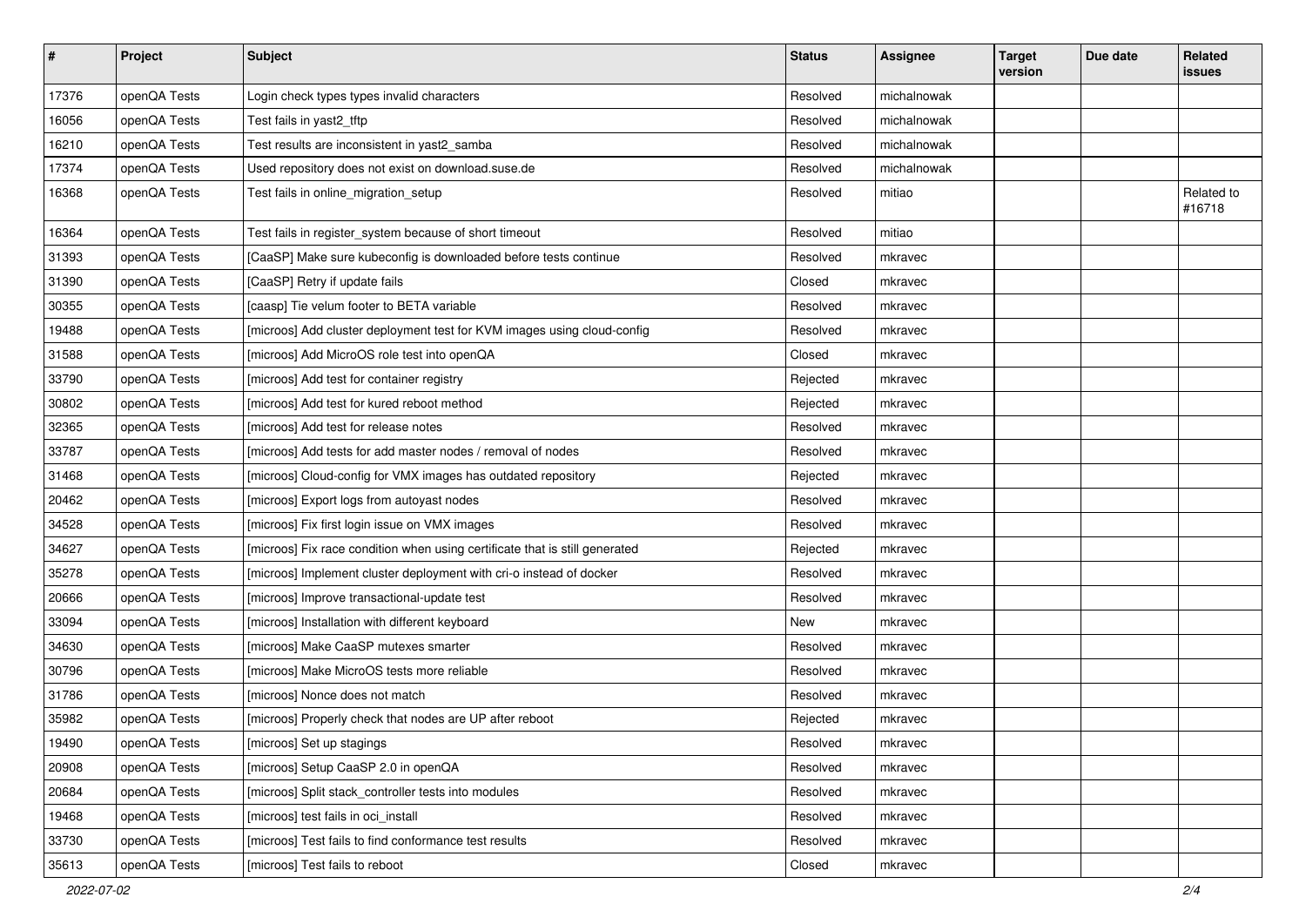| # | Project | Subject | Status | Assignee | Target version | Due date | Related issues |
|---|---|---|---|---|---|---|---|
| 17376 | openQA Tests | Login check types types invalid characters | Resolved | michalnowak | | | |
| 16056 | openQA Tests | Test fails in yast2_tftp | Resolved | michalnowak | | | |
| 16210 | openQA Tests | Test results are inconsistent in yast2_samba | Resolved | michalnowak | | | |
| 17374 | openQA Tests | Used repository does not exist on download.suse.de | Resolved | michalnowak | | | |
| 16368 | openQA Tests | Test fails in online_migration_setup | Resolved | mitiao | | | Related to #16718 |
| 16364 | openQA Tests | Test fails in register_system because of short timeout | Resolved | mitiao | | | |
| 31393 | openQA Tests | [CaaSP] Make sure kubeconfig is downloaded before tests continue | Resolved | mkravec | | | |
| 31390 | openQA Tests | [CaaSP] Retry if update fails | Closed | mkravec | | | |
| 30355 | openQA Tests | [caasp] Tie velum footer to BETA variable | Resolved | mkravec | | | |
| 19488 | openQA Tests | [microos] Add cluster deployment test for KVM images using cloud-config | Resolved | mkravec | | | |
| 31588 | openQA Tests | [microos] Add MicroOS role test into openQA | Closed | mkravec | | | |
| 33790 | openQA Tests | [microos] Add test for container registry | Rejected | mkravec | | | |
| 30802 | openQA Tests | [microos] Add test for kured reboot method | Rejected | mkravec | | | |
| 32365 | openQA Tests | [microos] Add test for release notes | Resolved | mkravec | | | |
| 33787 | openQA Tests | [microos] Add tests for add master nodes / removal of nodes | Resolved | mkravec | | | |
| 31468 | openQA Tests | [microos] Cloud-config for VMX images has outdated repository | Rejected | mkravec | | | |
| 20462 | openQA Tests | [microos] Export logs from autoyast nodes | Resolved | mkravec | | | |
| 34528 | openQA Tests | [microos] Fix first login issue on VMX images | Resolved | mkravec | | | |
| 34627 | openQA Tests | [microos] Fix race condition when using certificate that is still generated | Rejected | mkravec | | | |
| 35278 | openQA Tests | [microos] Implement cluster deployment with cri-o instead of docker | Resolved | mkravec | | | |
| 20666 | openQA Tests | [microos] Improve transactional-update test | Resolved | mkravec | | | |
| 33094 | openQA Tests | [microos] Installation with different keyboard | New | mkravec | | | |
| 34630 | openQA Tests | [microos] Make CaaSP mutexes smarter | Resolved | mkravec | | | |
| 30796 | openQA Tests | [microos] Make MicroOS tests more reliable | Resolved | mkravec | | | |
| 31786 | openQA Tests | [microos] Nonce does not match | Resolved | mkravec | | | |
| 35982 | openQA Tests | [microos] Properly check that nodes are UP after reboot | Rejected | mkravec | | | |
| 19490 | openQA Tests | [microos] Set up stagings | Resolved | mkravec | | | |
| 20908 | openQA Tests | [microos] Setup CaaSP 2.0 in openQA | Resolved | mkravec | | | |
| 20684 | openQA Tests | [microos] Split stack_controller tests into modules | Resolved | mkravec | | | |
| 19468 | openQA Tests | [microos] test fails in oci_install | Resolved | mkravec | | | |
| 33730 | openQA Tests | [microos] Test fails to find conformance test results | Resolved | mkravec | | | |
| 35613 | openQA Tests | [microos] Test fails to reboot | Closed | mkravec | | | |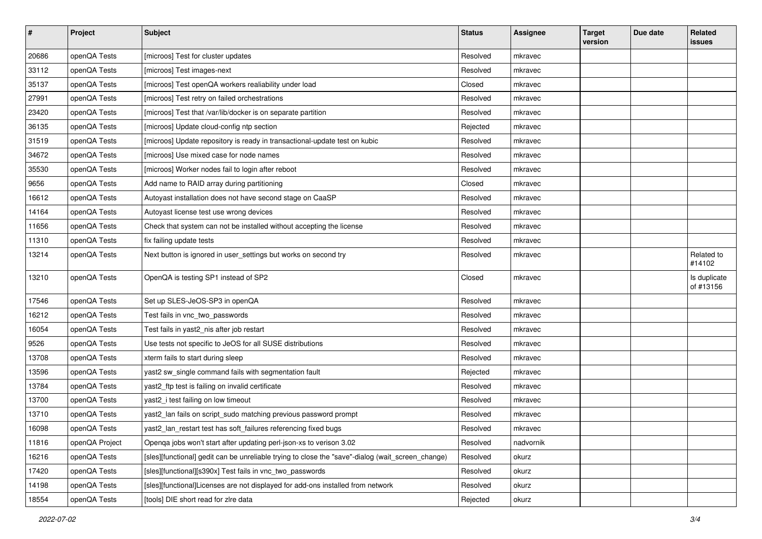| # | Project | Subject | Status | Assignee | Target version | Due date | Related issues |
|---|---|---|---|---|---|---|---|
| 20686 | openQA Tests | [microos] Test for cluster updates | Resolved | mkravec | | | |
| 33112 | openQA Tests | [microos] Test images-next | Resolved | mkravec | | | |
| 35137 | openQA Tests | [microos] Test openQA workers realiability under load | Closed | mkravec | | | |
| 27991 | openQA Tests | [microos] Test retry on failed orchestrations | Resolved | mkravec | | | |
| 23420 | openQA Tests | [microos] Test that /var/lib/docker is on separate partition | Resolved | mkravec | | | |
| 36135 | openQA Tests | [microos] Update cloud-config ntp section | Rejected | mkravec | | | |
| 31519 | openQA Tests | [microos] Update repository is ready in transactional-update test on kubic | Resolved | mkravec | | | |
| 34672 | openQA Tests | [microos] Use mixed case for node names | Resolved | mkravec | | | |
| 35530 | openQA Tests | [microos] Worker nodes fail to login after reboot | Resolved | mkravec | | | |
| 9656 | openQA Tests | Add name to RAID array during partitioning | Closed | mkravec | | | |
| 16612 | openQA Tests | Autoyast installation does not have second stage on CaaSP | Resolved | mkravec | | | |
| 14164 | openQA Tests | Autoyast license test use wrong devices | Resolved | mkravec | | | |
| 11656 | openQA Tests | Check that system can not be installed without accepting the license | Resolved | mkravec | | | |
| 11310 | openQA Tests | fix failing update tests | Resolved | mkravec | | | |
| 13214 | openQA Tests | Next button is ignored in user_settings but works on second try | Resolved | mkravec | | | Related to #14102 |
| 13210 | openQA Tests | OpenQA is testing SP1 instead of SP2 | Closed | mkravec | | | Is duplicate of #13156 |
| 17546 | openQA Tests | Set up SLES-JeOS-SP3 in openQA | Resolved | mkravec | | | |
| 16212 | openQA Tests | Test fails in vnc_two_passwords | Resolved | mkravec | | | |
| 16054 | openQA Tests | Test fails in yast2_nis after job restart | Resolved | mkravec | | | |
| 9526 | openQA Tests | Use tests not specific to JeOS for all SUSE distributions | Resolved | mkravec | | | |
| 13708 | openQA Tests | xterm fails to start during sleep | Resolved | mkravec | | | |
| 13596 | openQA Tests | yast2 sw_single command fails with segmentation fault | Rejected | mkravec | | | |
| 13784 | openQA Tests | yast2_ftp test is failing on invalid certificate | Resolved | mkravec | | | |
| 13700 | openQA Tests | yast2_i test failing on low timeout | Resolved | mkravec | | | |
| 13710 | openQA Tests | yast2_lan fails on script_sudo matching previous password prompt | Resolved | mkravec | | | |
| 16098 | openQA Tests | yast2_lan_restart test has soft_failures referencing fixed bugs | Resolved | mkravec | | | |
| 11816 | openQA Project | Openqa jobs won't start after updating perl-json-xs to verison 3.02 | Resolved | nadvornik | | | |
| 16216 | openQA Tests | [sles][functional] gedit can be unreliable trying to close the "save"-dialog (wait_screen_change) | Resolved | okurz | | | |
| 17420 | openQA Tests | [sles][functional][s390x] Test fails in vnc_two_passwords | Resolved | okurz | | | |
| 14198 | openQA Tests | [sles][functional]Licenses are not displayed for add-ons installed from network | Resolved | okurz | | | |
| 18554 | openQA Tests | [tools] DIE short read for zlre data | Rejected | okurz | | | |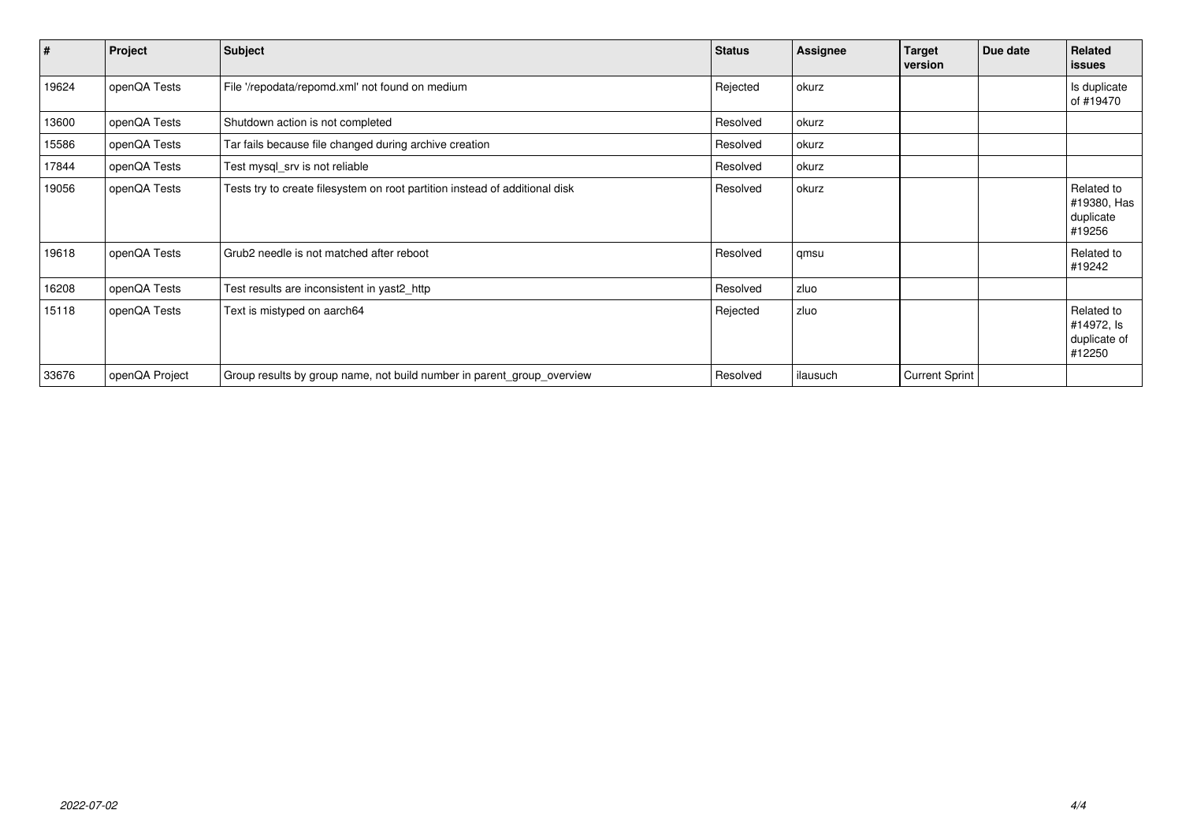| # | Project | Subject | Status | Assignee | Target version | Due date | Related issues |
|---|---|---|---|---|---|---|---|
| 19624 | openQA Tests | File '/repodata/repomd.xml' not found on medium | Rejected | okurz | | | Is duplicate of #19470 |
| 13600 | openQA Tests | Shutdown action is not completed | Resolved | okurz | | | |
| 15586 | openQA Tests | Tar fails because file changed during archive creation | Resolved | okurz | | | |
| 17844 | openQA Tests | Test mysql_srv is not reliable | Resolved | okurz | | | |
| 19056 | openQA Tests | Tests try to create filesystem on root partition instead of additional disk | Resolved | okurz | | | Related to #19380, Has duplicate #19256 |
| 19618 | openQA Tests | Grub2 needle is not matched after reboot | Resolved | qmsu | | | Related to #19242 |
| 16208 | openQA Tests | Test results are inconsistent in yast2_http | Resolved | zluo | | | |
| 15118 | openQA Tests | Text is mistyped on aarch64 | Rejected | zluo | | | Related to #14972, Is duplicate of #12250 |
| 33676 | openQA Project | Group results by group name, not build number in parent_group_overview | Resolved | ilausuch | Current Sprint | | |